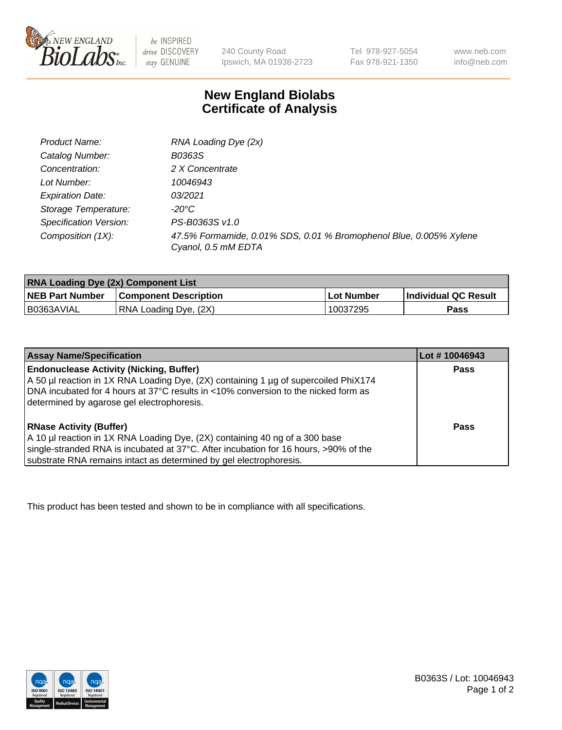# New England Biolabs Certificate of Analysis

| | |
|---|---|
| *Product Name:* | *RNA Loading Dye (2x)* |
| *Catalog Number:* | *B0363S* |
| *Concentration:* | *2 X Concentrate* |
| *Lot Number:* | *10046943* |
| *Expiration Date:* | *03/2021* |
| *Storage Temperature:* | *-20°C* |
| *Specification Version:* | *PS-B0363S v1.0* |
| *Composition (1X):* | *47.5% Formamide, 0.01% SDS, 0.01 % Bromophenol Blue, 0.005% Xylene Cyanol, 0.5 mM EDTA* |

| RNA Loading Dye (2x) Component List | | | |
|---|---|---|---|
| **NEB Part Number** | **Component Description** | **Lot Number** | **Individual QC Result** |
| B0363AVIAL | RNA Loading Dye, (2X) | 10037295 | **Pass** |

| Assay Name/Specification | Lot # 10046943 |
|---|---|
| **Endonuclease Activity (Nicking, Buffer)**<br>A 50 µl reaction in 1X RNA Loading Dye, (2X) containing 1 µg of supercoiled PhiX174 DNA incubated for 4 hours at 37°C results in <10% conversion to the nicked form as determined by agarose gel electrophoresis. | **Pass** |
| **RNase Activity (Buffer)**<br>A 10 µl reaction in 1X RNA Loading Dye, (2X) containing 40 ng of a 300 base single-stranded RNA is incubated at 37°C. After incubation for 16 hours, >90% of the substrate RNA remains intact as determined by gel electrophoresis. | **Pass** |

This product has been tested and shown to be in compliance with all specifications.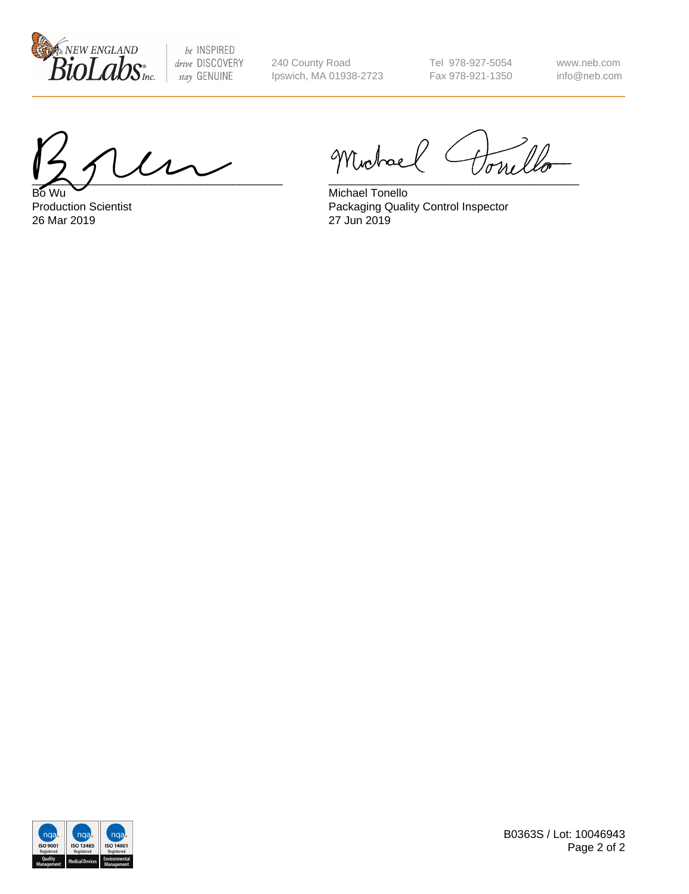NEW ENGLAND BioLabs Inc.

be INSPIRED drive DISCOVERY stay GENUINE

240 County Road
Ipswich, MA 01938-2723

Tel 978-927-5054
Fax 978-921-1350

www.neb.com
info@neb.com

Bo Wu
Production Scientist
26 Mar 2019

Michael Tonello
Packaging Quality Control Inspector
27 Jun 2019

nqa ISO 9001 Registered Quality Management | nqa ISO 13485 Registered Medical Devices | nqa ISO 14001 Registered Environmental Management

B0363S / Lot: 10046943